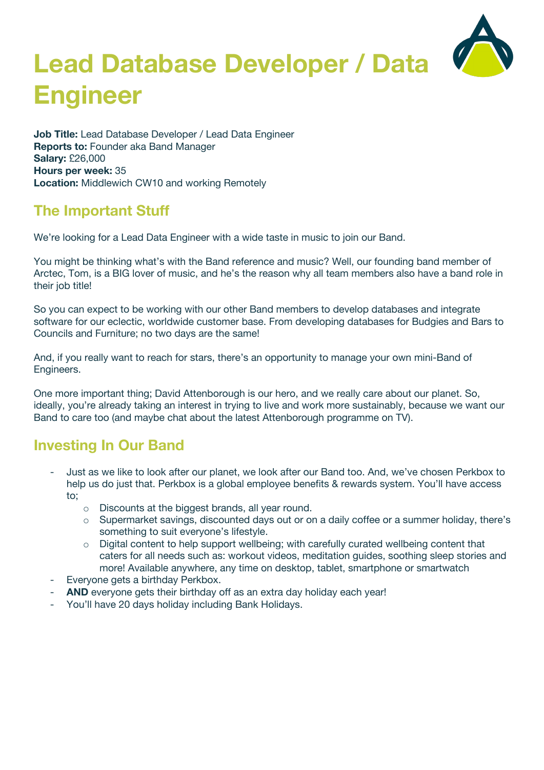# Lead Database Developer / Data Engineer

**Job Title:** Lead Database Developer / Lead Data Engineer
**Reports to:** Founder aka Band Manager
**Salary:** £26,000
**Hours per week:** 35
**Location:** Middlewich CW10 and working Remotely

## The Important Stuff

We're looking for a Lead Data Engineer with a wide taste in music to join our Band.

You might be thinking what's with the Band reference and music? Well, our founding band member of Arctec, Tom, is a BIG lover of music, and he's the reason why all team members also have a band role in their job title!

So you can expect to be working with our other Band members to develop databases and integrate software for our eclectic, worldwide customer base. From developing databases for Budgies and Bars to Councils and Furniture; no two days are the same!

And, if you really want to reach for stars, there's an opportunity to manage your own mini-Band of Engineers.

One more important thing; David Attenborough is our hero, and we really care about our planet. So, ideally, you're already taking an interest in trying to live and work more sustainably, because we want our Band to care too (and maybe chat about the latest Attenborough programme on TV).

## Investing In Our Band

- Just as we like to look after our planet, we look after our Band too. And, we've chosen Perkbox to help us do just that. Perkbox is a global employee benefits & rewards system. You'll have access to;
    - Discounts at the biggest brands, all year round.
    - Supermarket savings, discounted days out or on a daily coffee or a summer holiday, there's something to suit everyone's lifestyle.
    - Digital content to help support wellbeing; with carefully curated wellbeing content that caters for all needs such as: workout videos, meditation guides, soothing sleep stories and more! Available anywhere, any time on desktop, tablet, smartphone or smartwatch
- Everyone gets a birthday Perkbox.
- **AND** everyone gets their birthday off as an extra day holiday each year!
- You'll have 20 days holiday including Bank Holidays.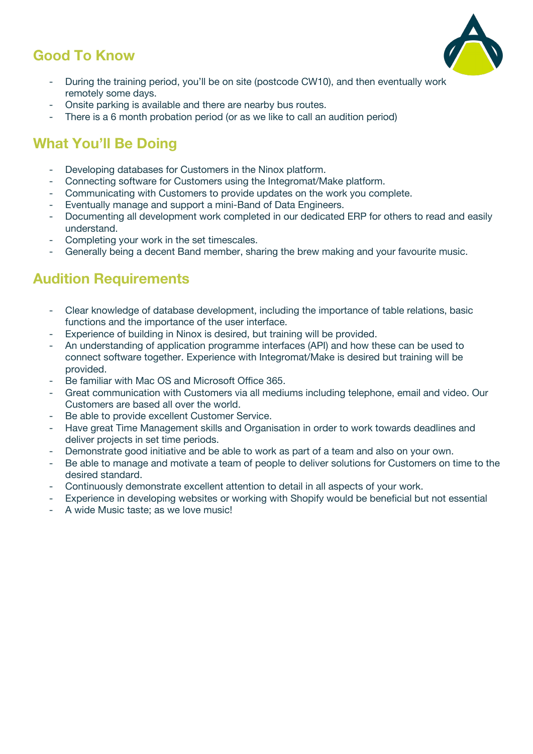## Good To Know

- During the training period, you'll be on site (postcode CW10), and then eventually work remotely some days.
- Onsite parking is available and there are nearby bus routes.
- There is a 6 month probation period (or as we like to call an audition period)

## What You'll Be Doing

- Developing databases for Customers in the Ninox platform.
- Connecting software for Customers using the Integromat/Make platform.
- Communicating with Customers to provide updates on the work you complete.
- Eventually manage and support a mini-Band of Data Engineers.
- Documenting all development work completed in our dedicated ERP for others to read and easily understand.
- Completing your work in the set timescales.
- Generally being a decent Band member, sharing the brew making and your favourite music.

## Audition Requirements

- Clear knowledge of database development, including the importance of table relations, basic functions and the importance of the user interface.
- Experience of building in Ninox is desired, but training will be provided.
- An understanding of application programme interfaces (API) and how these can be used to connect software together. Experience with Integromat/Make is desired but training will be provided.
- Be familiar with Mac OS and Microsoft Office 365.
- Great communication with Customers via all mediums including telephone, email and video. Our Customers are based all over the world.
- Be able to provide excellent Customer Service.
- Have great Time Management skills and Organisation in order to work towards deadlines and deliver projects in set time periods.
- Demonstrate good initiative and be able to work as part of a team and also on your own.
- Be able to manage and motivate a team of people to deliver solutions for Customers on time to the desired standard.
- Continuously demonstrate excellent attention to detail in all aspects of your work.
- Experience in developing websites or working with Shopify would be beneficial but not essential
- A wide Music taste; as we love music!